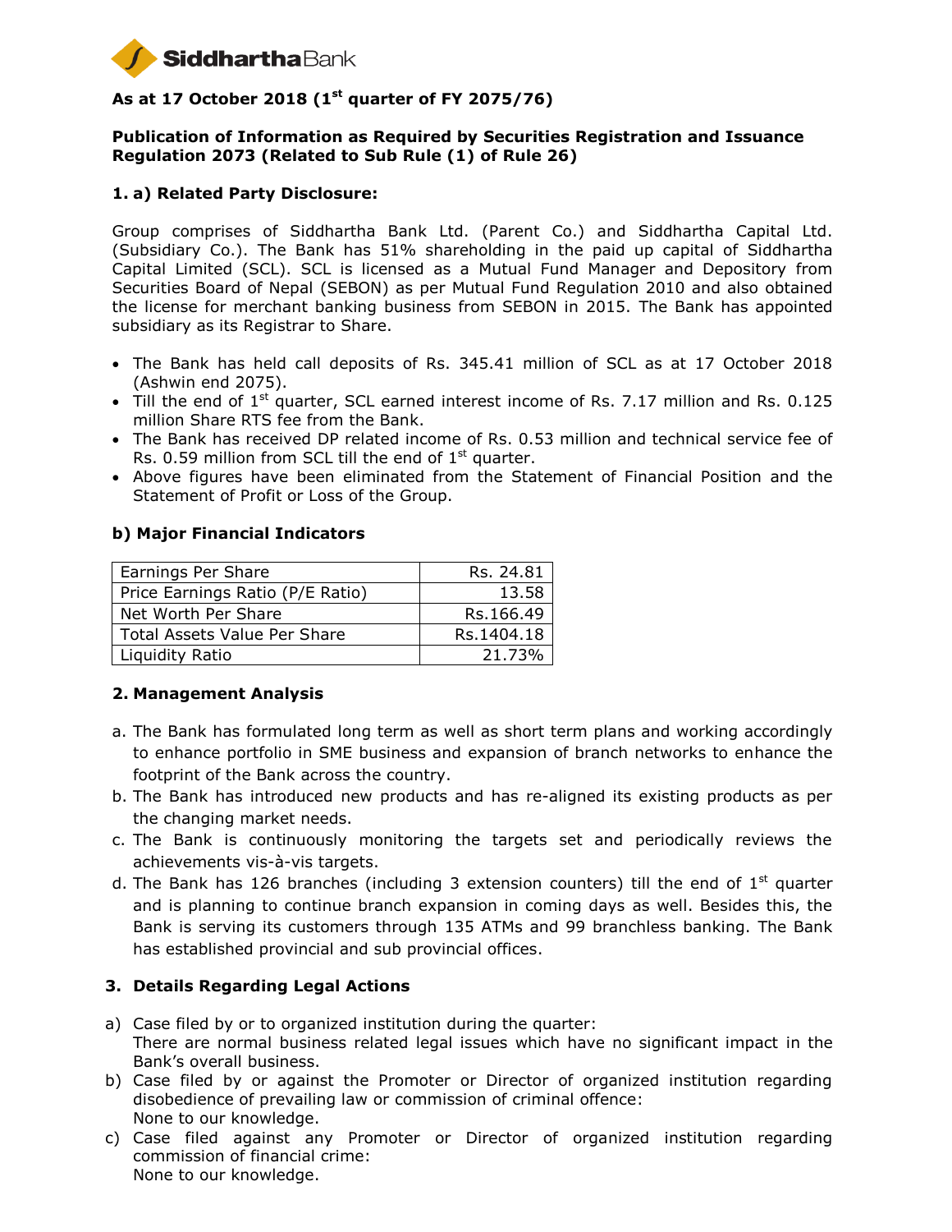**SiddharthaBank**

## As at 17 October 2018 (1st quarter of FY 2075/76)

### Publication of Information as Required by Securities Registration and Issuance Regulation 2073 (Related to Sub Rule (1) of Rule 26)

### 1. a) Related Party Disclosure:

Group comprises of Siddhartha Bank Ltd. (Parent Co.) and Siddhartha Capital Ltd. (Subsidiary Co.). The Bank has 51% shareholding in the paid up capital of Siddhartha Capital Limited (SCL). SCL is licensed as a Mutual Fund Manager and Depository from Securities Board of Nepal (SEBON) as per Mutual Fund Regulation 2010 and also obtained the license for merchant banking business from SEBON in 2015. The Bank has appointed subsidiary as its Registrar to Share.

- The Bank has held call deposits of Rs. 345.41 million of SCL as at 17 October 2018 (Ashwin end 2075).
- Till the end of 1st quarter, SCL earned interest income of Rs. 7.17 million and Rs. 0.125 million Share RTS fee from the Bank.
- The Bank has received DP related income of Rs. 0.53 million and technical service fee of Rs. 0.59 million from SCL till the end of 1st quarter.
- Above figures have been eliminated from the Statement of Financial Position and the Statement of Profit or Loss of the Group.

### b) Major Financial Indicators

| Indicator | Value |
|---|---:|
| Earnings Per Share | Rs. 24.81 |
| Price Earnings Ratio (P/E Ratio) | 13.58 |
| Net Worth Per Share | Rs.166.49 |
| Total Assets Value Per Share | Rs.1404.18 |
| Liquidity Ratio | 21.73% |

### 2. Management Analysis

a. The Bank has formulated long term as well as short term plans and working accordingly to enhance portfolio in SME business and expansion of branch networks to enhance the footprint of the Bank across the country.

b. The Bank has introduced new products and has re-aligned its existing products as per the changing market needs.

c. The Bank is continuously monitoring the targets set and periodically reviews the achievements vis-à-vis targets.

d. The Bank has 126 branches (including 3 extension counters) till the end of 1st quarter and is planning to continue branch expansion in coming days as well. Besides this, the Bank is serving its customers through 135 ATMs and 99 branchless banking. The Bank has established provincial and sub provincial offices.

### 3. Details Regarding Legal Actions

a) Case filed by or to organized institution during the quarter:
There are normal business related legal issues which have no significant impact in the Bank's overall business.

b) Case filed by or against the Promoter or Director of organized institution regarding disobedience of prevailing law or commission of criminal offence:
None to our knowledge.

c) Case filed against any Promoter or Director of organized institution regarding commission of financial crime:
None to our knowledge.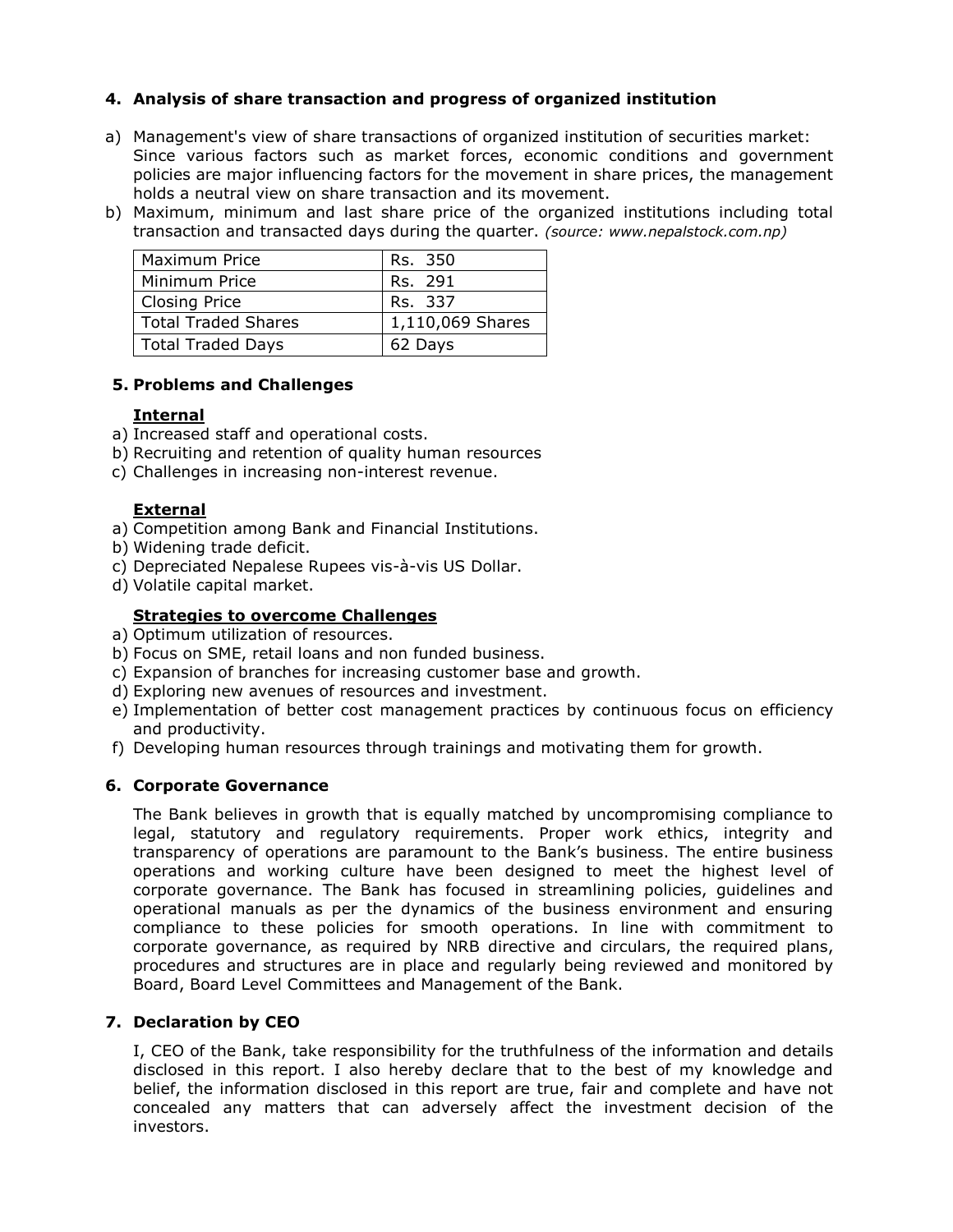## 4. Analysis of share transaction and progress of organized institution

a) Management's view of share transactions of organized institution of securities market: Since various factors such as market forces, economic conditions and government policies are major influencing factors for the movement in share prices, the management holds a neutral view on share transaction and its movement.

b) Maximum, minimum and last share price of the organized institutions including total transaction and transacted days during the quarter. *(source: www.nepalstock.com.np)*

| | |
|---|---|
| Maximum Price | Rs. 350 |
| Minimum Price | Rs. 291 |
| Closing Price | Rs. 337 |
| Total Traded Shares | 1,110,069 Shares |
| Total Traded Days | 62 Days |

## 5. Problems and Challenges

**Internal**

a) Increased staff and operational costs.
b) Recruiting and retention of quality human resources
c) Challenges in increasing non-interest revenue.

**External**

a) Competition among Bank and Financial Institutions.
b) Widening trade deficit.
c) Depreciated Nepalese Rupees vis-à-vis US Dollar.
d) Volatile capital market.

**Strategies to overcome Challenges**

a) Optimum utilization of resources.
b) Focus on SME, retail loans and non funded business.
c) Expansion of branches for increasing customer base and growth.
d) Exploring new avenues of resources and investment.
e) Implementation of better cost management practices by continuous focus on efficiency and productivity.
f) Developing human resources through trainings and motivating them for growth.

## 6. Corporate Governance

The Bank believes in growth that is equally matched by uncompromising compliance to legal, statutory and regulatory requirements. Proper work ethics, integrity and transparency of operations are paramount to the Bank's business. The entire business operations and working culture have been designed to meet the highest level of corporate governance. The Bank has focused in streamlining policies, guidelines and operational manuals as per the dynamics of the business environment and ensuring compliance to these policies for smooth operations. In line with commitment to corporate governance, as required by NRB directive and circulars, the required plans, procedures and structures are in place and regularly being reviewed and monitored by Board, Board Level Committees and Management of the Bank.

## 7. Declaration by CEO

I, CEO of the Bank, take responsibility for the truthfulness of the information and details disclosed in this report. I also hereby declare that to the best of my knowledge and belief, the information disclosed in this report are true, fair and complete and have not concealed any matters that can adversely affect the investment decision of the investors.